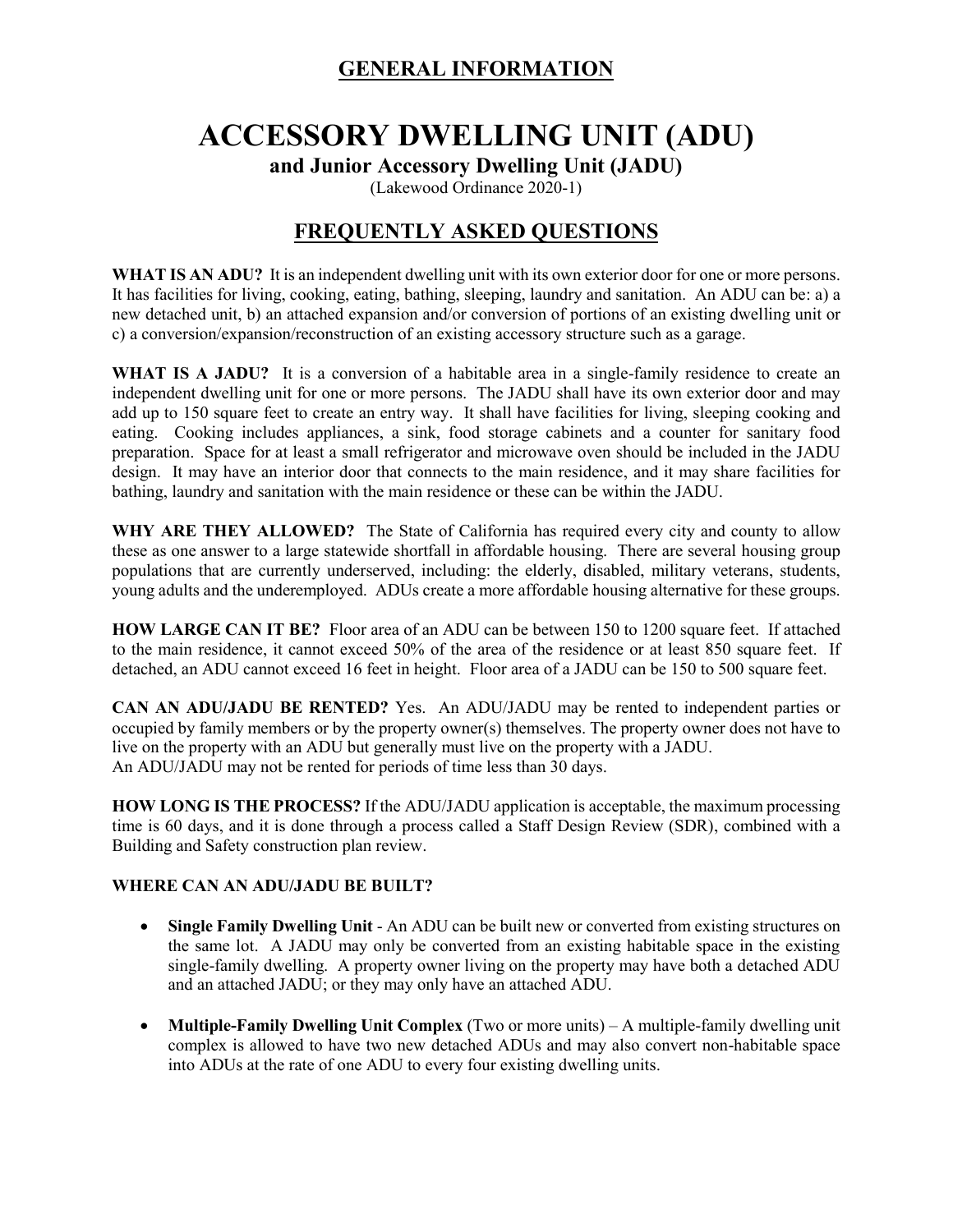## GENERAL INFORMATION

# ACCESSORY DWELLING UNIT (ADU)

### and Junior Accessory Dwelling Unit (JADU)

(Lakewood Ordinance 2020-1)

## FREQUENTLY ASKED QUESTIONS

**WHAT IS AN ADU?** It is an independent dwelling unit with its own exterior door for one or more persons. It has facilities for living, cooking, eating, bathing, sleeping, laundry and sanitation. An ADU can be: a) a new detached unit, b) an attached expansion and/or conversion of portions of an existing dwelling unit or c) a conversion/expansion/reconstruction of an existing accessory structure such as a garage.

**WHAT IS A JADU?** It is a conversion of a habitable area in a single-family residence to create an independent dwelling unit for one or more persons. The JADU shall have its own exterior door and may add up to 150 square feet to create an entry way. It shall have facilities for living, sleeping cooking and eating. Cooking includes appliances, a sink, food storage cabinets and a counter for sanitary food preparation. Space for at least a small refrigerator and microwave oven should be included in the JADU design. It may have an interior door that connects to the main residence, and it may share facilities for bathing, laundry and sanitation with the main residence or these can be within the JADU.

**WHY ARE THEY ALLOWED?** The State of California has required every city and county to allow these as one answer to a large statewide shortfall in affordable housing. There are several housing group populations that are currently underserved, including: the elderly, disabled, military veterans, students, young adults and the underemployed. ADUs create a more affordable housing alternative for these groups.

**HOW LARGE CAN IT BE?** Floor area of an ADU can be between 150 to 1200 square feet. If attached to the main residence, it cannot exceed 50% of the area of the residence or at least 850 square feet. If detached, an ADU cannot exceed 16 feet in height. Floor area of a JADU can be 150 to 500 square feet.

**CAN AN ADU/JADU BE RENTED?** Yes. An ADU/JADU may be rented to independent parties or occupied by family members or by the property owner(s) themselves. The property owner does not have to live on the property with an ADU but generally must live on the property with a JADU.
An ADU/JADU may not be rented for periods of time less than 30 days.

**HOW LONG IS THE PROCESS?** If the ADU/JADU application is acceptable, the maximum processing time is 60 days, and it is done through a process called a Staff Design Review (SDR), combined with a Building and Safety construction plan review.

**WHERE CAN AN ADU/JADU BE BUILT?**

- **Single Family Dwelling Unit** - An ADU can be built new or converted from existing structures on the same lot. A JADU may only be converted from an existing habitable space in the existing single-family dwelling. A property owner living on the property may have both a detached ADU and an attached JADU; or they may only have an attached ADU.

- **Multiple-Family Dwelling Unit Complex** (Two or more units) – A multiple-family dwelling unit complex is allowed to have two new detached ADUs and may also convert non-habitable space into ADUs at the rate of one ADU to every four existing dwelling units.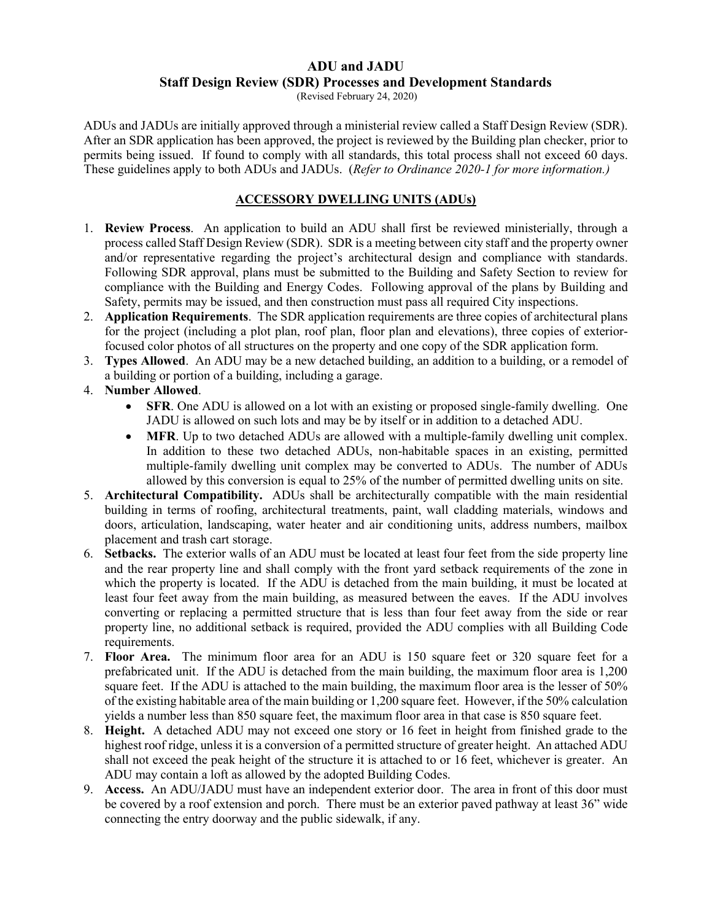# ADU and JADU
## Staff Design Review (SDR) Processes and Development Standards

(Revised February 24, 2020)

ADUs and JADUs are initially approved through a ministerial review called a Staff Design Review (SDR). After an SDR application has been approved, the project is reviewed by the Building plan checker, prior to permits being issued. If found to comply with all standards, this total process shall not exceed 60 days. These guidelines apply to both ADUs and JADUs. (*Refer to Ordinance 2020-1 for more information.)*

## ACCESSORY DWELLING UNITS (ADUs)

1. **Review Process**. An application to build an ADU shall first be reviewed ministerially, through a process called Staff Design Review (SDR). SDR is a meeting between city staff and the property owner and/or representative regarding the project's architectural design and compliance with standards. Following SDR approval, plans must be submitted to the Building and Safety Section to review for compliance with the Building and Energy Codes. Following approval of the plans by Building and Safety, permits may be issued, and then construction must pass all required City inspections.
2. **Application Requirements**. The SDR application requirements are three copies of architectural plans for the project (including a plot plan, roof plan, floor plan and elevations), three copies of exterior-focused color photos of all structures on the property and one copy of the SDR application form.
3. **Types Allowed**. An ADU may be a new detached building, an addition to a building, or a remodel of a building or portion of a building, including a garage.
4. **Number Allowed**.
   - **SFR**. One ADU is allowed on a lot with an existing or proposed single-family dwelling. One JADU is allowed on such lots and may be by itself or in addition to a detached ADU.
   - **MFR**. Up to two detached ADUs are allowed with a multiple-family dwelling unit complex. In addition to these two detached ADUs, non-habitable spaces in an existing, permitted multiple-family dwelling unit complex may be converted to ADUs. The number of ADUs allowed by this conversion is equal to 25% of the number of permitted dwelling units on site.
5. **Architectural Compatibility.** ADUs shall be architecturally compatible with the main residential building in terms of roofing, architectural treatments, paint, wall cladding materials, windows and doors, articulation, landscaping, water heater and air conditioning units, address numbers, mailbox placement and trash cart storage.
6. **Setbacks.** The exterior walls of an ADU must be located at least four feet from the side property line and the rear property line and shall comply with the front yard setback requirements of the zone in which the property is located. If the ADU is detached from the main building, it must be located at least four feet away from the main building, as measured between the eaves. If the ADU involves converting or replacing a permitted structure that is less than four feet away from the side or rear property line, no additional setback is required, provided the ADU complies with all Building Code requirements.
7. **Floor Area.** The minimum floor area for an ADU is 150 square feet or 320 square feet for a prefabricated unit. If the ADU is detached from the main building, the maximum floor area is 1,200 square feet. If the ADU is attached to the main building, the maximum floor area is the lesser of 50% of the existing habitable area of the main building or 1,200 square feet. However, if the 50% calculation yields a number less than 850 square feet, the maximum floor area in that case is 850 square feet.
8. **Height.** A detached ADU may not exceed one story or 16 feet in height from finished grade to the highest roof ridge, unless it is a conversion of a permitted structure of greater height. An attached ADU shall not exceed the peak height of the structure it is attached to or 16 feet, whichever is greater. An ADU may contain a loft as allowed by the adopted Building Codes.
9. **Access.** An ADU/JADU must have an independent exterior door. The area in front of this door must be covered by a roof extension and porch. There must be an exterior paved pathway at least 36" wide connecting the entry doorway and the public sidewalk, if any.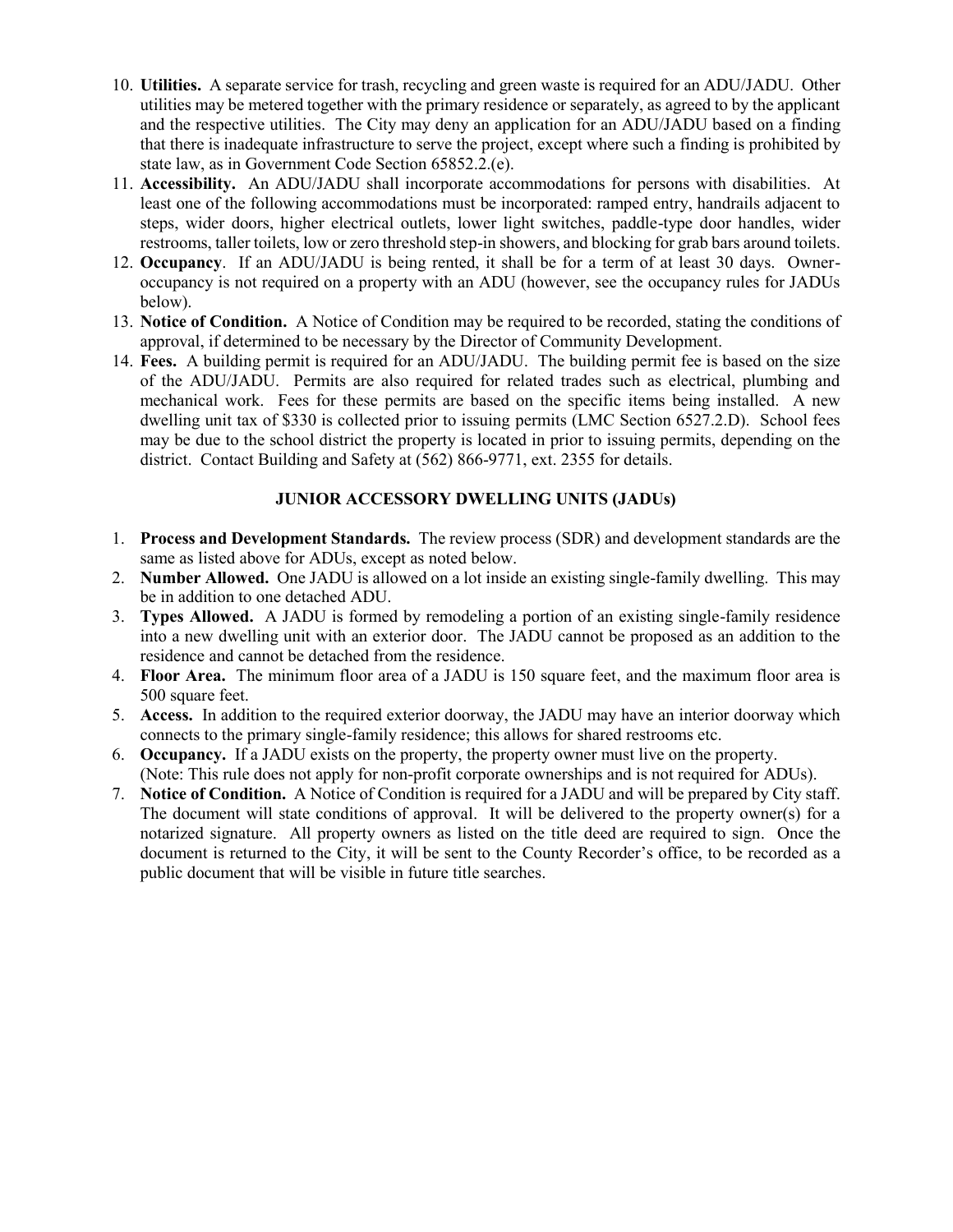10. **Utilities.** A separate service for trash, recycling and green waste is required for an ADU/JADU. Other utilities may be metered together with the primary residence or separately, as agreed to by the applicant and the respective utilities. The City may deny an application for an ADU/JADU based on a finding that there is inadequate infrastructure to serve the project, except where such a finding is prohibited by state law, as in Government Code Section 65852.2.(e).
11. **Accessibility.** An ADU/JADU shall incorporate accommodations for persons with disabilities. At least one of the following accommodations must be incorporated: ramped entry, handrails adjacent to steps, wider doors, higher electrical outlets, lower light switches, paddle-type door handles, wider restrooms, taller toilets, low or zero threshold step-in showers, and blocking for grab bars around toilets.
12. **Occupancy**. If an ADU/JADU is being rented, it shall be for a term of at least 30 days. Owner-occupancy is not required on a property with an ADU (however, see the occupancy rules for JADUs below).
13. **Notice of Condition.** A Notice of Condition may be required to be recorded, stating the conditions of approval, if determined to be necessary by the Director of Community Development.
14. **Fees.** A building permit is required for an ADU/JADU. The building permit fee is based on the size of the ADU/JADU. Permits are also required for related trades such as electrical, plumbing and mechanical work. Fees for these permits are based on the specific items being installed. A new dwelling unit tax of $330 is collected prior to issuing permits (LMC Section 6527.2.D). School fees may be due to the school district the property is located in prior to issuing permits, depending on the district. Contact Building and Safety at (562) 866-9771, ext. 2355 for details.

## JUNIOR ACCESSORY DWELLING UNITS (JADUs)

1. **Process and Development Standards.** The review process (SDR) and development standards are the same as listed above for ADUs, except as noted below.
2. **Number Allowed.** One JADU is allowed on a lot inside an existing single-family dwelling. This may be in addition to one detached ADU.
3. **Types Allowed.** A JADU is formed by remodeling a portion of an existing single-family residence into a new dwelling unit with an exterior door. The JADU cannot be proposed as an addition to the residence and cannot be detached from the residence.
4. **Floor Area.** The minimum floor area of a JADU is 150 square feet, and the maximum floor area is 500 square feet.
5. **Access.** In addition to the required exterior doorway, the JADU may have an interior doorway which connects to the primary single-family residence; this allows for shared restrooms etc.
6. **Occupancy.** If a JADU exists on the property, the property owner must live on the property. (Note: This rule does not apply for non-profit corporate ownerships and is not required for ADUs).
7. **Notice of Condition.** A Notice of Condition is required for a JADU and will be prepared by City staff. The document will state conditions of approval. It will be delivered to the property owner(s) for a notarized signature. All property owners as listed on the title deed are required to sign. Once the document is returned to the City, it will be sent to the County Recorder's office, to be recorded as a public document that will be visible in future title searches.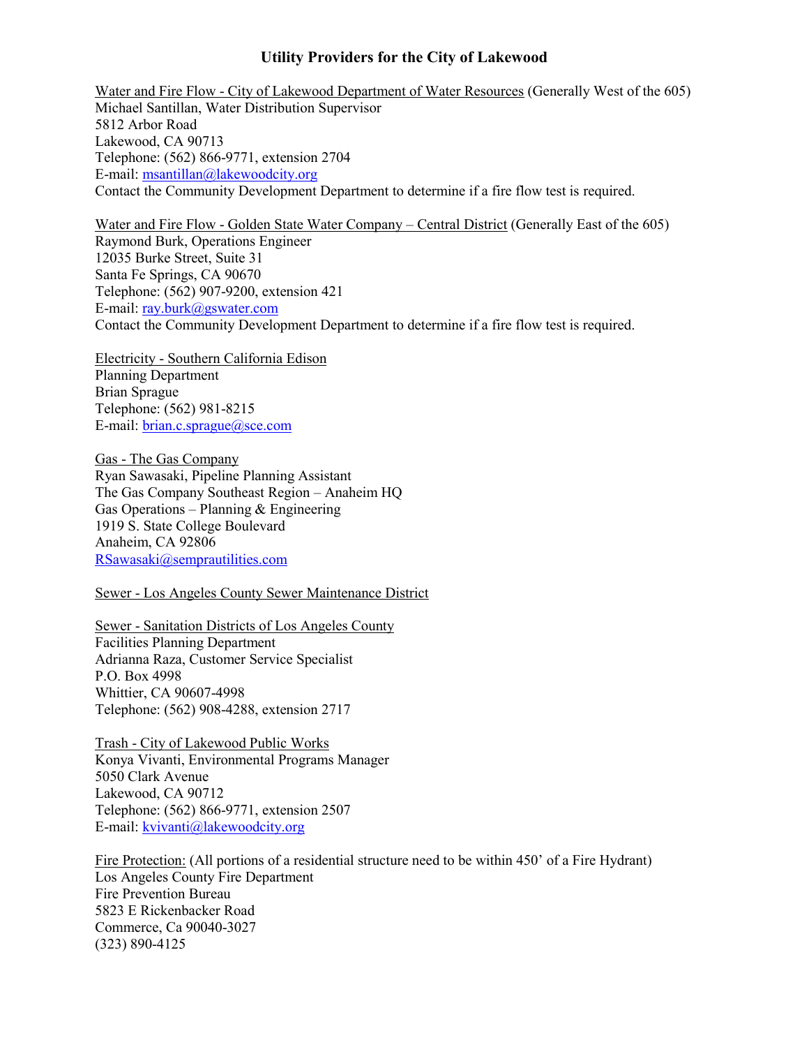# Utility Providers for the City of Lakewood

Water and Fire Flow - City of Lakewood Department of Water Resources (Generally West of the 605)
Michael Santillan, Water Distribution Supervisor
5812 Arbor Road
Lakewood, CA 90713
Telephone: (562) 866-9771, extension 2704
E-mail: msantillan@lakewoodcity.org
Contact the Community Development Department to determine if a fire flow test is required.

Water and Fire Flow - Golden State Water Company – Central District (Generally East of the 605)
Raymond Burk, Operations Engineer
12035 Burke Street, Suite 31
Santa Fe Springs, CA 90670
Telephone: (562) 907-9200, extension 421
E-mail: ray.burk@gswater.com
Contact the Community Development Department to determine if a fire flow test is required.

Electricity - Southern California Edison
Planning Department
Brian Sprague
Telephone: (562) 981-8215
E-mail: brian.c.sprague@sce.com

Gas - The Gas Company
Ryan Sawasaki, Pipeline Planning Assistant
The Gas Company Southeast Region – Anaheim HQ
Gas Operations – Planning & Engineering
1919 S. State College Boulevard
Anaheim, CA 92806
RSawasaki@semprautilities.com

Sewer - Los Angeles County Sewer Maintenance District

Sewer - Sanitation Districts of Los Angeles County
Facilities Planning Department
Adrianna Raza, Customer Service Specialist
P.O. Box 4998
Whittier, CA 90607-4998
Telephone: (562) 908-4288, extension 2717

Trash - City of Lakewood Public Works
Konya Vivanti, Environmental Programs Manager
5050 Clark Avenue
Lakewood, CA 90712
Telephone: (562) 866-9771, extension 2507
E-mail: kvivanti@lakewoodcity.org

Fire Protection: (All portions of a residential structure need to be within 450' of a Fire Hydrant)
Los Angeles County Fire Department
Fire Prevention Bureau
5823 E Rickenbacker Road
Commerce, Ca 90040-3027
(323) 890-4125